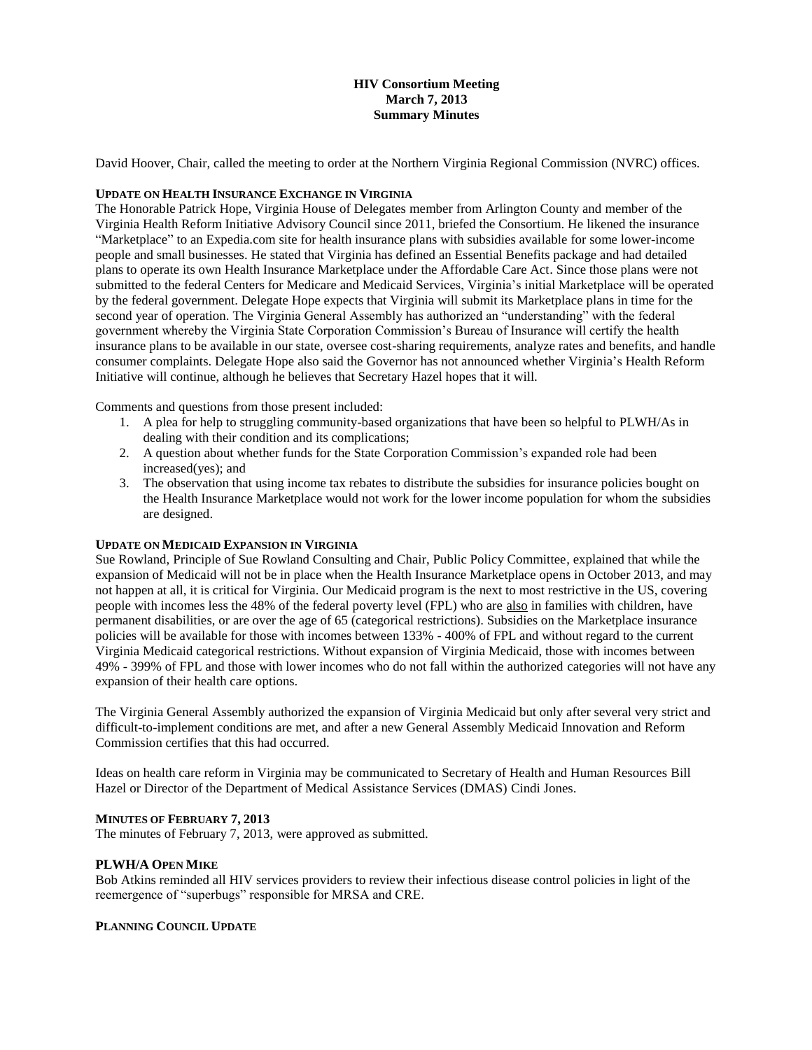# HIV Consortium Meeting
## March 7, 2013
## Summary Minutes

David Hoover, Chair, called the meeting to order at the Northern Virginia Regional Commission (NVRC) offices.

### UPDATE ON HEALTH INSURANCE EXCHANGE IN VIRGINIA

The Honorable Patrick Hope, Virginia House of Delegates member from Arlington County and member of the Virginia Health Reform Initiative Advisory Council since 2011, briefed the Consortium. He likened the insurance "Marketplace" to an Expedia.com site for health insurance plans with subsidies available for some lower-income people and small businesses. He stated that Virginia has defined an Essential Benefits package and had detailed plans to operate its own Health Insurance Marketplace under the Affordable Care Act. Since those plans were not submitted to the federal Centers for Medicare and Medicaid Services, Virginia's initial Marketplace will be operated by the federal government. Delegate Hope expects that Virginia will submit its Marketplace plans in time for the second year of operation. The Virginia General Assembly has authorized an "understanding" with the federal government whereby the Virginia State Corporation Commission's Bureau of Insurance will certify the health insurance plans to be available in our state, oversee cost-sharing requirements, analyze rates and benefits, and handle consumer complaints. Delegate Hope also said the Governor has not announced whether Virginia's Health Reform Initiative will continue, although he believes that Secretary Hazel hopes that it will.

Comments and questions from those present included:

1. A plea for help to struggling community-based organizations that have been so helpful to PLWH/As in dealing with their condition and its complications;
2. A question about whether funds for the State Corporation Commission's expanded role had been increased(yes); and
3. The observation that using income tax rebates to distribute the subsidies for insurance policies bought on the Health Insurance Marketplace would not work for the lower income population for whom the subsidies are designed.

### UPDATE ON MEDICAID EXPANSION IN VIRGINIA

Sue Rowland, Principle of Sue Rowland Consulting and Chair, Public Policy Committee, explained that while the expansion of Medicaid will not be in place when the Health Insurance Marketplace opens in October 2013, and may not happen at all, it is critical for Virginia. Our Medicaid program is the next to most restrictive in the US, covering people with incomes less the 48% of the federal poverty level (FPL) who are also in families with children, have permanent disabilities, or are over the age of 65 (categorical restrictions). Subsidies on the Marketplace insurance policies will be available for those with incomes between 133% - 400% of FPL and without regard to the current Virginia Medicaid categorical restrictions. Without expansion of Virginia Medicaid, those with incomes between 49% - 399% of FPL and those with lower incomes who do not fall within the authorized categories will not have any expansion of their health care options.

The Virginia General Assembly authorized the expansion of Virginia Medicaid but only after several very strict and difficult-to-implement conditions are met, and after a new General Assembly Medicaid Innovation and Reform Commission certifies that this had occurred.

Ideas on health care reform in Virginia may be communicated to Secretary of Health and Human Resources Bill Hazel or Director of the Department of Medical Assistance Services (DMAS) Cindi Jones.

### MINUTES OF FEBRUARY 7, 2013

The minutes of February 7, 2013, were approved as submitted.

### PLWH/A OPEN MIKE

Bob Atkins reminded all HIV services providers to review their infectious disease control policies in light of the reemergence of "superbugs" responsible for MRSA and CRE.

### PLANNING COUNCIL UPDATE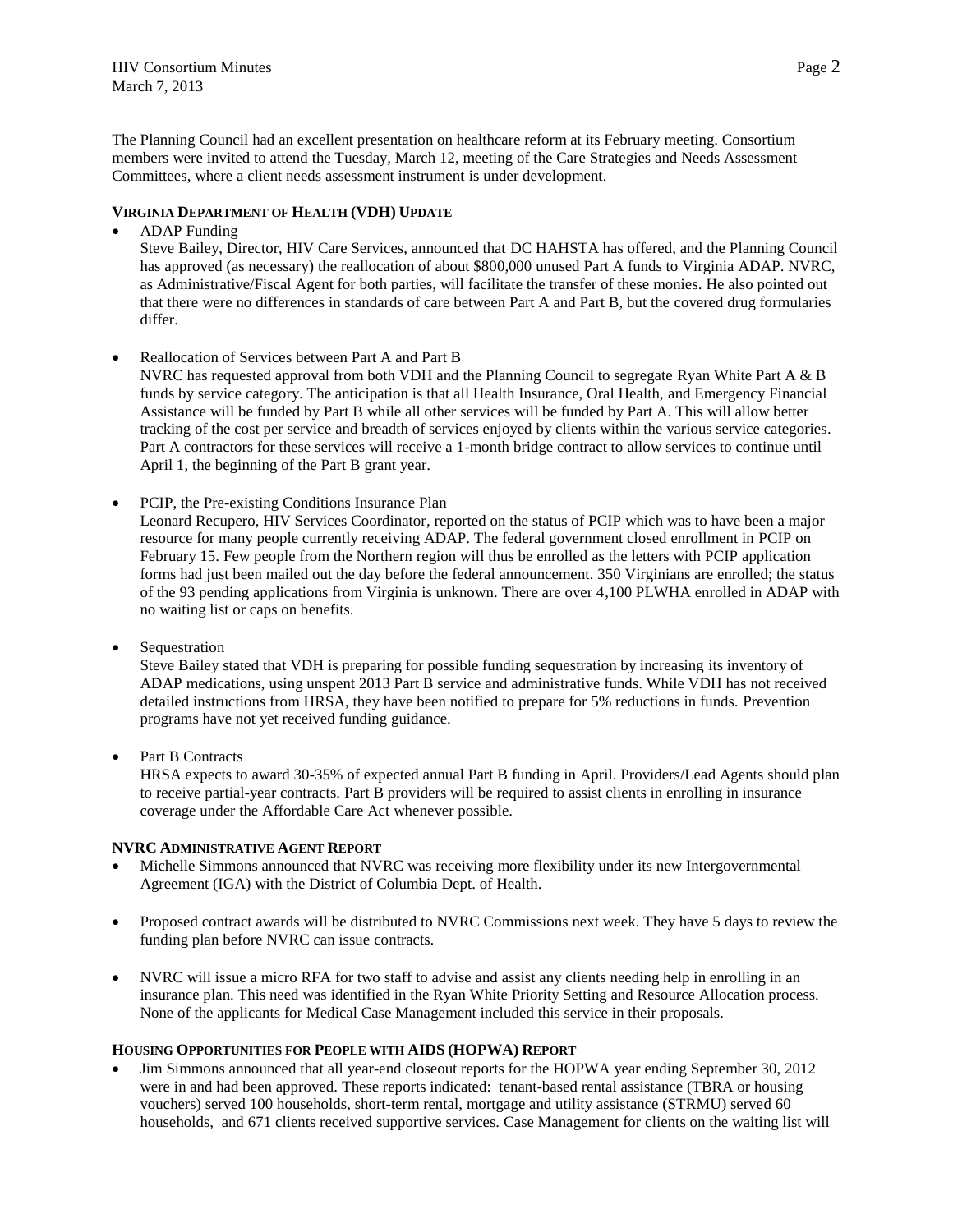The Planning Council had an excellent presentation on healthcare reform at its February meeting. Consortium members were invited to attend the Tuesday, March 12, meeting of the Care Strategies and Needs Assessment Committees, where a client needs assessment instrument is under development.

**VIRGINIA DEPARTMENT OF HEALTH (VDH) UPDATE**

- ADAP Funding
  Steve Bailey, Director, HIV Care Services, announced that DC HAHSTA has offered, and the Planning Council has approved (as necessary) the reallocation of about $800,000 unused Part A funds to Virginia ADAP. NVRC, as Administrative/Fiscal Agent for both parties, will facilitate the transfer of these monies. He also pointed out that there were no differences in standards of care between Part A and Part B, but the covered drug formularies differ.

- Reallocation of Services between Part A and Part B
  NVRC has requested approval from both VDH and the Planning Council to segregate Ryan White Part A & B funds by service category. The anticipation is that all Health Insurance, Oral Health, and Emergency Financial Assistance will be funded by Part B while all other services will be funded by Part A. This will allow better tracking of the cost per service and breadth of services enjoyed by clients within the various service categories. Part A contractors for these services will receive a 1-month bridge contract to allow services to continue until April 1, the beginning of the Part B grant year.

- PCIP, the Pre-existing Conditions Insurance Plan
  Leonard Recupero, HIV Services Coordinator, reported on the status of PCIP which was to have been a major resource for many people currently receiving ADAP. The federal government closed enrollment in PCIP on February 15. Few people from the Northern region will thus be enrolled as the letters with PCIP application forms had just been mailed out the day before the federal announcement. 350 Virginians are enrolled; the status of the 93 pending applications from Virginia is unknown. There are over 4,100 PLWHA enrolled in ADAP with no waiting list or caps on benefits.

- Sequestration
  Steve Bailey stated that VDH is preparing for possible funding sequestration by increasing its inventory of ADAP medications, using unspent 2013 Part B service and administrative funds. While VDH has not received detailed instructions from HRSA, they have been notified to prepare for 5% reductions in funds. Prevention programs have not yet received funding guidance.

- Part B Contracts
  HRSA expects to award 30-35% of expected annual Part B funding in April. Providers/Lead Agents should plan to receive partial-year contracts. Part B providers will be required to assist clients in enrolling in insurance coverage under the Affordable Care Act whenever possible.

**NVRC ADMINISTRATIVE AGENT REPORT**

- Michelle Simmons announced that NVRC was receiving more flexibility under its new Intergovernmental Agreement (IGA) with the District of Columbia Dept. of Health.

- Proposed contract awards will be distributed to NVRC Commissions next week. They have 5 days to review the funding plan before NVRC can issue contracts.

- NVRC will issue a micro RFA for two staff to advise and assist any clients needing help in enrolling in an insurance plan. This need was identified in the Ryan White Priority Setting and Resource Allocation process. None of the applicants for Medical Case Management included this service in their proposals.

**HOUSING OPPORTUNITIES FOR PEOPLE WITH AIDS (HOPWA) REPORT**

- Jim Simmons announced that all year-end closeout reports for the HOPWA year ending September 30, 2012 were in and had been approved. These reports indicated: tenant-based rental assistance (TBRA or housing vouchers) served 100 households, short-term rental, mortgage and utility assistance (STRMU) served 60 households, and 671 clients received supportive services. Case Management for clients on the waiting list will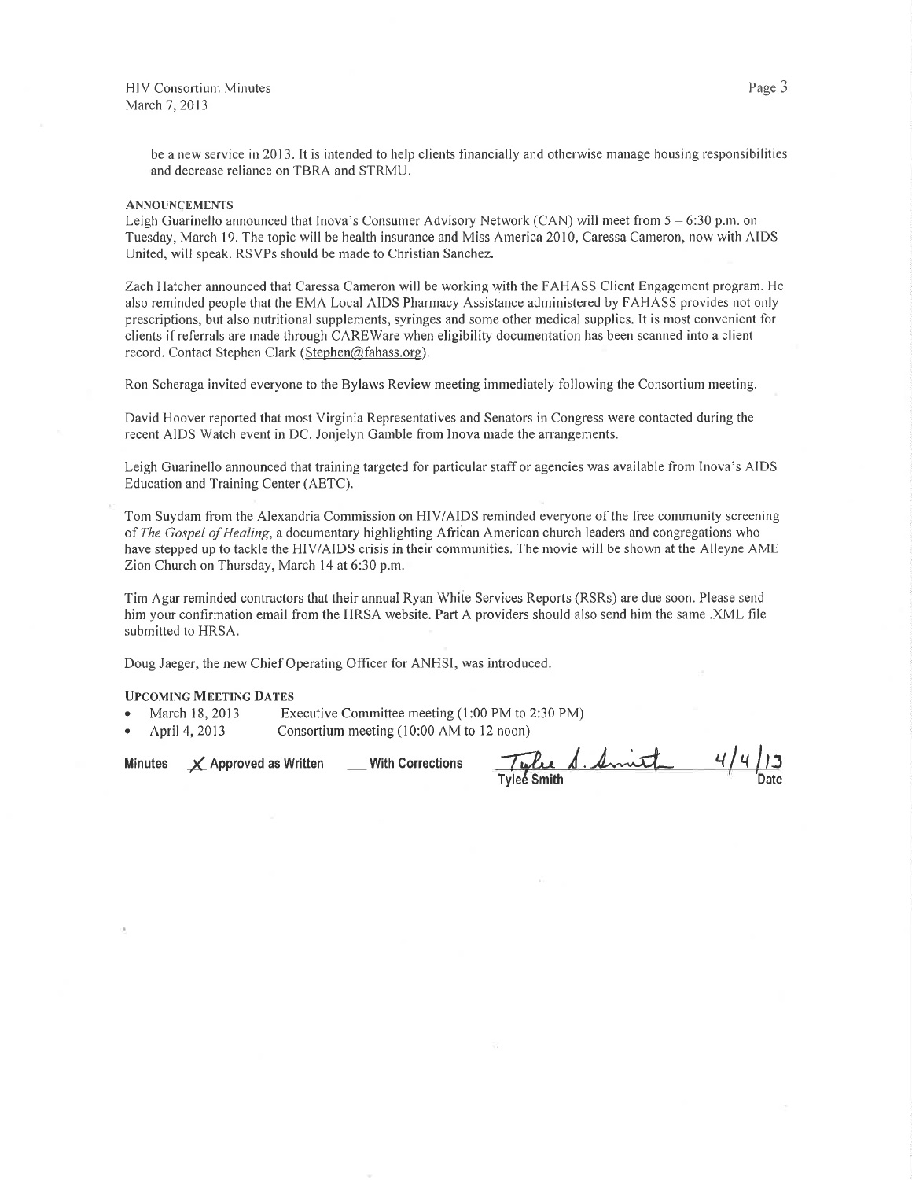be a new service in 2013. It is intended to help clients financially and otherwise manage housing responsibilities and decrease reliance on TBRA and STRMU.

**ANNOUNCEMENTS**

Leigh Guarinello announced that Inova's Consumer Advisory Network (CAN) will meet from 5 – 6:30 p.m. on Tuesday, March 19. The topic will be health insurance and Miss America 2010, Caressa Cameron, now with AIDS United, will speak. RSVPs should be made to Christian Sanchez.

Zach Hatcher announced that Caressa Cameron will be working with the FAHASS Client Engagement program. He also reminded people that the EMA Local AIDS Pharmacy Assistance administered by FAHASS provides not only prescriptions, but also nutritional supplements, syringes and some other medical supplies. It is most convenient for clients if referrals are made through CAREWare when eligibility documentation has been scanned into a client record. Contact Stephen Clark (Stephen@fahass.org).

Ron Scheraga invited everyone to the Bylaws Review meeting immediately following the Consortium meeting.

David Hoover reported that most Virginia Representatives and Senators in Congress were contacted during the recent AIDS Watch event in DC. Jonjelyn Gamble from Inova made the arrangements.

Leigh Guarinello announced that training targeted for particular staff or agencies was available from Inova's AIDS Education and Training Center (AETC).

Tom Suydam from the Alexandria Commission on HIV/AIDS reminded everyone of the free community screening of *The Gospel of Healing*, a documentary highlighting African American church leaders and congregations who have stepped up to tackle the HIV/AIDS crisis in their communities. The movie will be shown at the Alleyne AME Zion Church on Thursday, March 14 at 6:30 p.m.

Tim Agar reminded contractors that their annual Ryan White Services Reports (RSRs) are due soon. Please send him your confirmation email from the HRSA website. Part A providers should also send him the same .XML file submitted to HRSA.

Doug Jaeger, the new Chief Operating Officer for ANHSI, was introduced.

**UPCOMING MEETING DATES**

- March 18, 2013 Executive Committee meeting (1:00 PM to 2:30 PM)
- April 4, 2013 Consortium meeting (10:00 AM to 12 noon)

**Minutes** X **Approved as Written** \_\_\_ **With Corrections** Tylee S. Smith 4/4/13

**Tylee Smith** **Date**